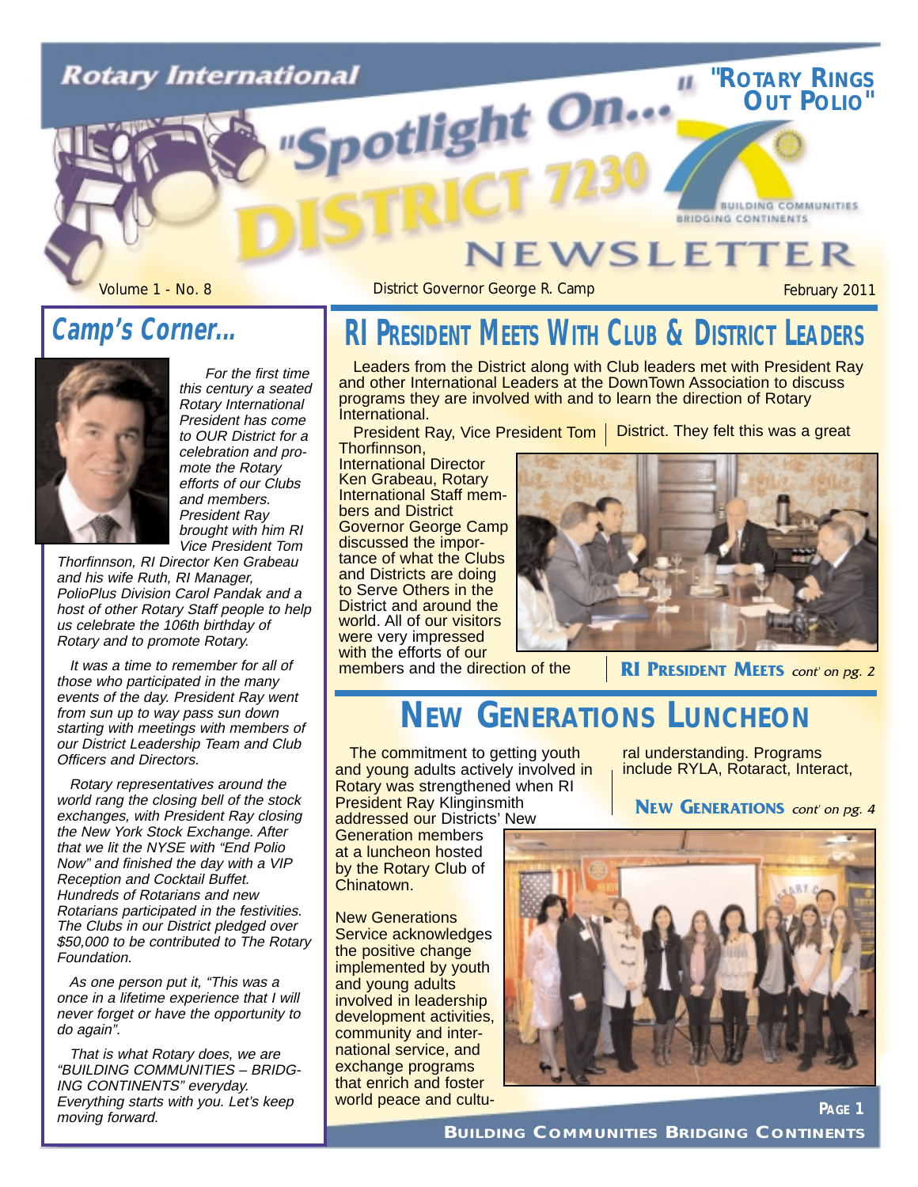# Rotary International "Spotlight On... DISTRICT 7230" NEWSLETTER

"ROTARY RINGS OUT POLIO"

BUILDING COMMUNITIES BRIDGING CONTINENTS

Volume 1 - No. 8 | District Governor George R. Camp | February 2011

## Camp's Corner...

*For the first time this century a seated Rotary International President has come to OUR District for a celebration and promote the Rotary efforts of our Clubs and members. President Ray brought with him RI Vice President Tom Thorfinnson, RI Director Ken Grabeau and his wife Ruth, RI Manager, PolioPlus Division Carol Pandak and a host of other Rotary Staff people to help us celebrate the 106th birthday of Rotary and to promote Rotary.*

*It was a time to remember for all of those who participated in the many events of the day. President Ray went from sun up to way pass sun down starting with meetings with members of our District Leadership Team and Club Officers and Directors.*

*Rotary representatives around the world rang the closing bell of the stock exchanges, with President Ray closing the New York Stock Exchange. After that we lit the NYSE with "End Polio Now" and finished the day with a VIP Reception and Cocktail Buffet. Hundreds of Rotarians and new Rotarians participated in the festivities. The Clubs in our District pledged over $50,000 to be contributed to The Rotary Foundation.*

*As one person put it, "This was a once in a lifetime experience that I will never forget or have the opportunity to do again".*

*That is what Rotary does, we are "BUILDING COMMUNITIES – BRIDGING CONTINENTS" everyday. Everything starts with you. Let's keep moving forward.*

## RI PRESIDENT MEETS WITH CLUB & DISTRICT LEADERS

Leaders from the District along with Club leaders met with President Ray and other International Leaders at the DownTown Association to discuss programs they are involved with and to learn the direction of Rotary International.

President Ray, Vice President Tom Thorfinnson, International Director Ken Grabeau, Rotary International Staff members and District Governor George Camp discussed the importance of what the Clubs and Districts are doing to Serve Others in the District and around the world. All of our visitors were very impressed with the efforts of our members and the direction of the District. They felt this was a great

**RI PRESIDENT MEETS** *cont' on pg. 2*

## NEW GENERATIONS LUNCHEON

The commitment to getting youth and young adults actively involved in Rotary was strengthened when RI President Ray Klinginsmith addressed our Districts' New Generation members at a luncheon hosted by the Rotary Club of Chinatown.

New Generations Service acknowledges the positive change implemented by youth and young adults involved in leadership development activities, community and international service, and exchange programs that enrich and foster world peace and cultural understanding. Programs include RYLA, Rotaract, Interact,

**NEW GENERATIONS** *cont' on pg. 4*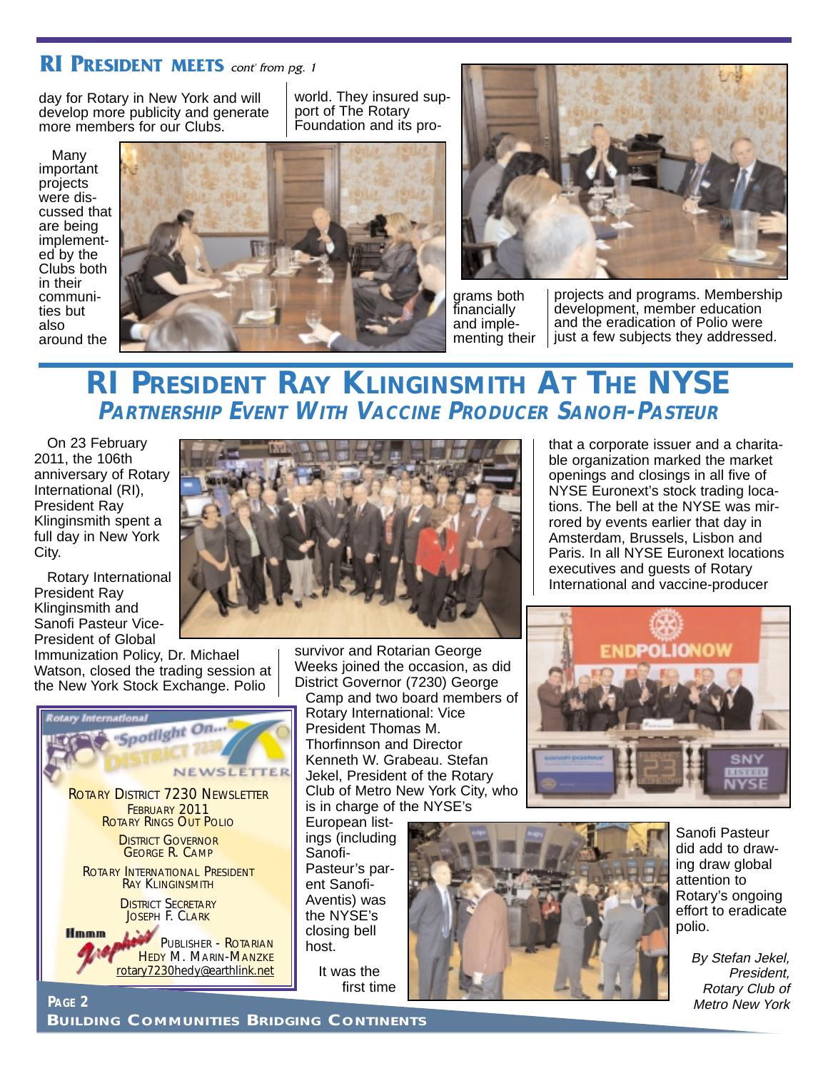## RI PRESIDENT MEETS *cont' from pg. 1*

day for Rotary in New York and will develop more publicity and generate more members for our Clubs.

Many important projects were discussed that are being implemented by the Clubs both in their communities but also around the world. They insured support of The Rotary Foundation and its programs both financially and implementing their projects and programs. Membership development, member education and the eradication of Polio were just a few subjects they addressed.

# RI PRESIDENT RAY KLINGINSMITH AT THE NYSE

## *PARTNERSHIP EVENT WITH VACCINE PRODUCER SANOFI-PASTEUR*

On 23 February 2011, the 106th anniversary of Rotary International (RI), President Ray Klinginsmith spent a full day in New York City.

Rotary International President Ray Klinginsmith and Sanofi Pasteur Vice-President of Global Immunization Policy, Dr. Michael Watson, closed the trading session at the New York Stock Exchange. Polio survivor and Rotarian George Weeks joined the occasion, as did District Governor (7230) George Camp and two board members of Rotary International: Vice President Thomas M. Thorfinnson and Director Kenneth W. Grabeau. Stefan Jekel, President of the Rotary Club of Metro New York City, who is in charge of the NYSE's European listings (including Sanofi-Pasteur's parent Sanofi-Aventis) was the NYSE's closing bell host.

It was the first time that a corporate issuer and a charitable organization marked the market openings and closings in all five of NYSE Euronext's stock trading locations. The bell at the NYSE was mirrored by events earlier that day in Amsterdam, Brussels, Lisbon and Paris. In all NYSE Euronext locations executives and guests of Rotary International and vaccine-producer Sanofi Pasteur did add to drawing draw global attention to Rotary's ongoing effort to eradicate polio.

*By Stefan Jekel, President, Rotary Club of Metro New York*

---

*Rotary International* "Spotlight On..." DISTRICT 7230 NEWSLETTER

ROTARY DISTRICT 7230 NEWSLETTER
FEBRUARY 2011
ROTARY RINGS OUT POLIO

DISTRICT GOVERNOR
GEORGE R. CAMP

ROTARY INTERNATIONAL PRESIDENT
RAY KLINGINSMITH

DISTRICT SECRETARY
JOSEPH F. CLARK

Hmmm Graphics
PUBLISHER - ROTARIAN
HEDY M. MARIN-MANZKE
rotary7230hedy@earthlink.net

---

BUILDING COMMUNITIES BRIDGING CONTINENTS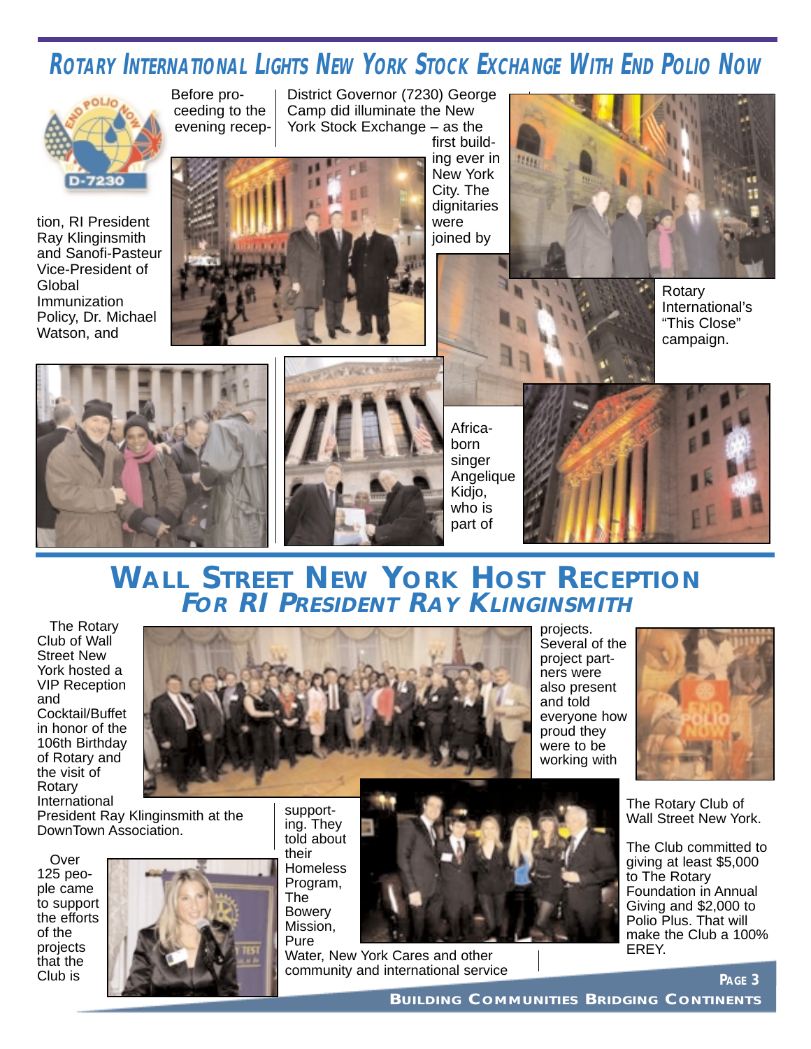# Rotary International Lights New York Stock Exchange With End Polio Now

Before proceeding to the evening reception, RI President Ray Klinginsmith and Sanofi-Pasteur Vice-President of Global Immunization Policy, Dr. Michael Watson, and District Governor (7230) George Camp did illuminate the New York Stock Exchange – as the first building ever in New York City. The dignitaries were joined by Africa-born singer Angelique Kidjo, who is part of Rotary International's "This Close" campaign.

# Wall Street New York Host Reception

## For RI President Ray Klinginsmith

The Rotary Club of Wall Street New York hosted a VIP Reception and Cocktail/Buffet in honor of the 106th Birthday of Rotary and the visit of Rotary International President Ray Klinginsmith at the DownTown Association.

Over 125 people came to support the efforts of the projects that the Club is supporting. They told about their Homeless Program, The Bowery Mission, Pure Water, New York Cares and other community and international service projects. Several of the project partners were also present and told everyone how proud they were to be working with The Rotary Club of Wall Street New York.

The Club committed to giving at least $5,000 to The Rotary Foundation in Annual Giving and $2,000 to Polio Plus. That will make the Club a 100% EREY.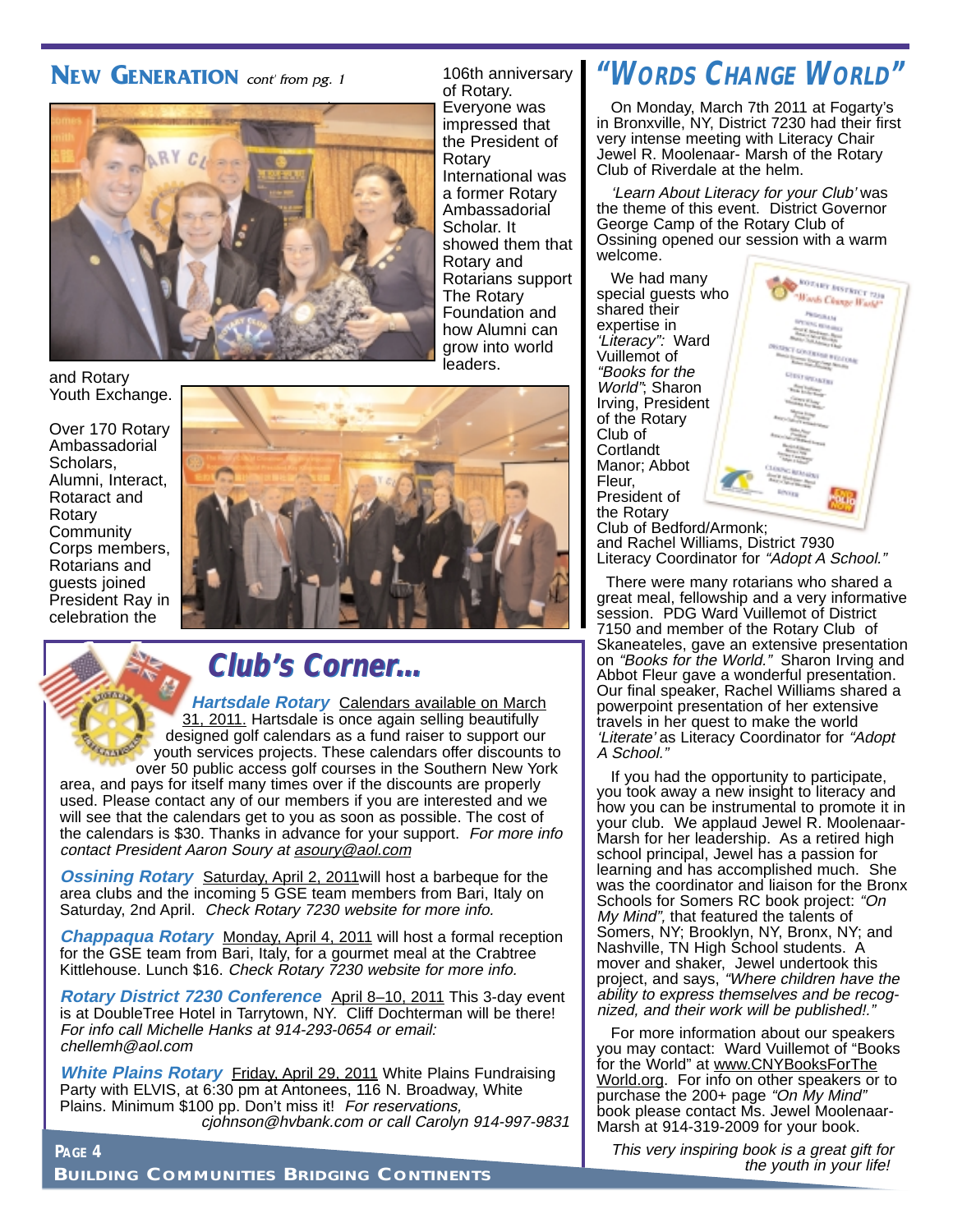## NEW GENERATION *cont' from pg. 1*

106th anniversary of Rotary. Everyone was impressed that the President of Rotary International was a former Rotary Ambassadorial Scholar. It showed them that Rotary and Rotarians support The Rotary Foundation and how Alumni can grow into world leaders.

and Rotary Youth Exchange.

Over 170 Rotary Ambassadorial Scholars, Alumni, Interact, Rotaract and Rotary Community Corps members, Rotarians and guests joined President Ray in celebration the

## *Club's Corner...*

***Hartsdale Rotary*** Calendars available on March 31, 2011. Hartsdale is once again selling beautifully designed golf calendars as a fund raiser to support our youth services projects. These calendars offer discounts to over 50 public access golf courses in the Southern New York area, and pays for itself many times over if the discounts are properly used. Please contact any of our members if you are interested and we will see that the calendars get to you as soon as possible. The cost of the calendars is $30. Thanks in advance for your support. *For more info contact President Aaron Soury at asoury@aol.com*

***Ossining Rotary*** Saturday, April 2, 2011will host a barbeque for the area clubs and the incoming 5 GSE team members from Bari, Italy on Saturday, 2nd April. *Check Rotary 7230 website for more info.*

***Chappaqua Rotary*** Monday, April 4, 2011 will host a formal reception for the GSE team from Bari, Italy, for a gourmet meal at the Crabtree Kittlehouse. Lunch $16. *Check Rotary 7230 website for more info.*

***Rotary District 7230 Conference*** April 8–10, 2011 This 3-day event is at DoubleTree Hotel in Tarrytown, NY. Cliff Dochterman will be there! *For info call Michelle Hanks at 914-293-0654 or email: chellemh@aol.com*

***White Plains Rotary*** Friday, April 29, 2011 White Plains Fundraising Party with ELVIS, at 6:30 pm at Antonees, 116 N. Broadway, White Plains. Minimum $100 pp. Don't miss it! *For reservations, cjohnson@hvbank.com or call Carolyn 914-997-9831*

## "WORDS CHANGE WORLD"

On Monday, March 7th 2011 at Fogarty's in Bronxville, NY, District 7230 had their first very intense meeting with Literacy Chair Jewel R. Moolenaar- Marsh of the Rotary Club of Riverdale at the helm.

*'Learn About Literacy for your Club'* was the theme of this event. District Governor George Camp of the Rotary Club of Ossining opened our session with a warm welcome.

We had many special guests who shared their expertise in *'Literacy":* Ward Vuillemot of *"Books for the World"*; Sharon Irving, President of the Rotary Club of Cortlandt Manor; Abbot Fleur, President of the Rotary Club of Bedford/Armonk; and Rachel Williams, District 7930 Literacy Coordinator for *"Adopt A School."*

There were many rotarians who shared a great meal, fellowship and a very informative session. PDG Ward Vuillemot of District 7150 and member of the Rotary Club of Skaneateles, gave an extensive presentation on *"Books for the World."* Sharon Irving and Abbot Fleur gave a wonderful presentation. Our final speaker, Rachel Williams shared a powerpoint presentation of her extensive travels in her quest to make the world *'Literate'* as Literacy Coordinator for *"Adopt A School."*

If you had the opportunity to participate, you took away a new insight to literacy and how you can be instrumental to promote it in your club. We applaud Jewel R. Moolenaar-Marsh for her leadership. As a retired high school principal, Jewel has a passion for learning and has accomplished much. She was the coordinator and liaison for the Bronx Schools for Somers RC book project: *"On My Mind",* that featured the talents of Somers, NY; Brooklyn, NY, Bronx, NY; and Nashville, TN High School students. A mover and shaker, Jewel undertook this project, and says, *"Where children have the ability to express themselves and be recognized, and their work will be published!."*

For more information about our speakers you may contact: Ward Vuillemot of "Books for the World" at www.CNYBooksForThe World.org. For info on other speakers or to purchase the 200+ page *"On My Mind"* book please contact Ms. Jewel Moolenaar-Marsh at 914-319-2009 for your book.

*This very inspiring book is a great gift for the youth in your life!*